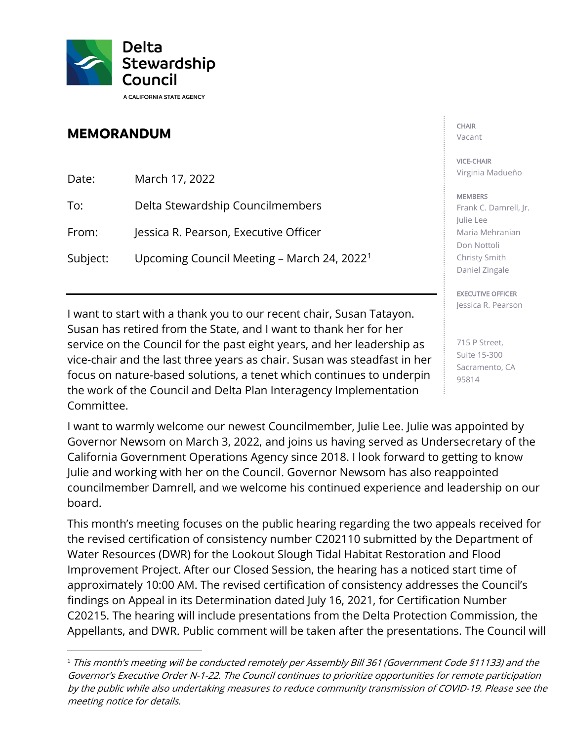**Delta Stewardship Council**

A CALIFORNIA STATE AGENCY

## MEMORANDUM

Date: March 17, 2022

To: Delta Stewardship Councilmembers

From: Jessica R. Pearson, Executive Officer

Subject: Upcoming Council Meeting – March 24, 2022[1]

---

CHAIR
Vacant

VICE-CHAIR
Virginia Madueño

MEMBERS
Frank C. Damrell, Jr.
Julie Lee
Maria Mehranian
Don Nottoli
Christy Smith
Daniel Zingale

EXECUTIVE OFFICER
Jessica R. Pearson

715 P Street,
Suite 15-300
Sacramento, CA
95814

I want to start with a thank you to our recent chair, Susan Tatayon. Susan has retired from the State, and I want to thank her for her service on the Council for the past eight years, and her leadership as vice-chair and the last three years as chair. Susan was steadfast in her focus on nature-based solutions, a tenet which continues to underpin the work of the Council and Delta Plan Interagency Implementation Committee.

I want to warmly welcome our newest Councilmember, Julie Lee. Julie was appointed by Governor Newsom on March 3, 2022, and joins us having served as Undersecretary of the California Government Operations Agency since 2018. I look forward to getting to know Julie and working with her on the Council. Governor Newsom has also reappointed councilmember Damrell, and we welcome his continued experience and leadership on our board.

This month's meeting focuses on the public hearing regarding the two appeals received for the revised certification of consistency number C202110 submitted by the Department of Water Resources (DWR) for the Lookout Slough Tidal Habitat Restoration and Flood Improvement Project. After our Closed Session, the hearing has a noticed start time of approximately 10:00 AM. The revised certification of consistency addresses the Council's findings on Appeal in its Determination dated July 16, 2021, for Certification Number C20215. The hearing will include presentations from the Delta Protection Commission, the Appellants, and DWR. Public comment will be taken after the presentations. The Council will

[1] *This month's meeting will be conducted remotely per Assembly Bill 361 (Government Code §11133) and the Governor's Executive Order N-1-22. The Council continues to prioritize opportunities for remote participation by the public while also undertaking measures to reduce community transmission of COVID-19. Please see the meeting notice for details.*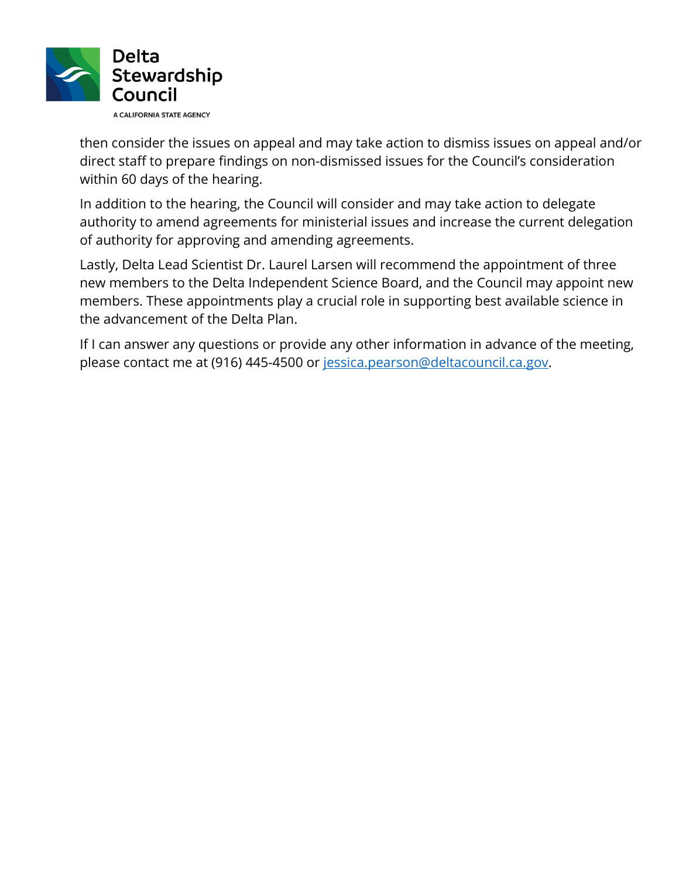then consider the issues on appeal and may take action to dismiss issues on appeal and/or direct staff to prepare findings on non-dismissed issues for the Council's consideration within 60 days of the hearing.

In addition to the hearing, the Council will consider and may take action to delegate authority to amend agreements for ministerial issues and increase the current delegation of authority for approving and amending agreements.

Lastly, Delta Lead Scientist Dr. Laurel Larsen will recommend the appointment of three new members to the Delta Independent Science Board, and the Council may appoint new members. These appointments play a crucial role in supporting best available science in the advancement of the Delta Plan.

If I can answer any questions or provide any other information in advance of the meeting, please contact me at (916) 445-4500 or jessica.pearson@deltacouncil.ca.gov.